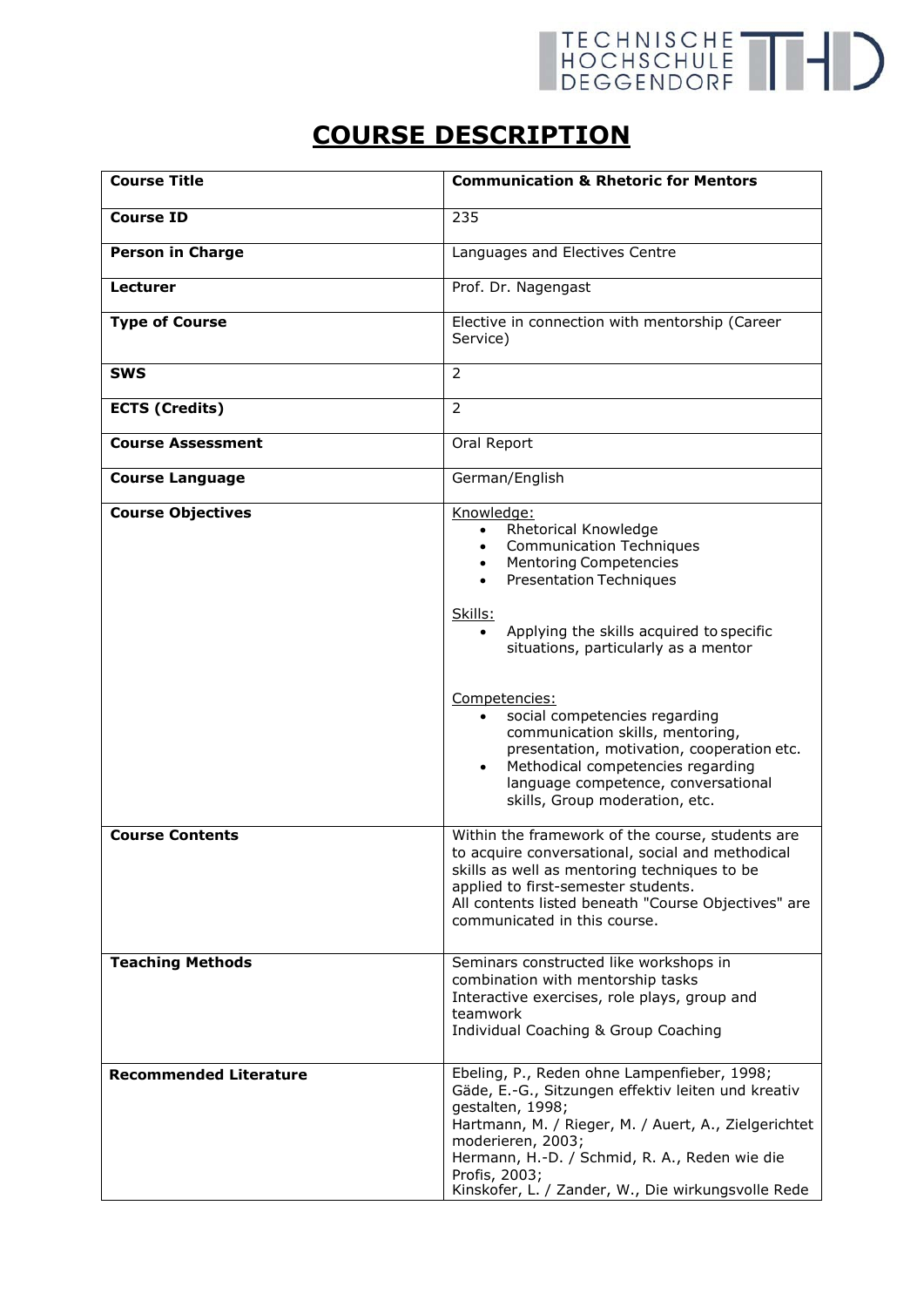# COURSE DESCRIPTION

| Course Title | Communication & Rhetoric for Mentors |
|---|---|
| **Course ID** | 235 |
| **Person in Charge** | Languages and Electives Centre |
| **Lecturer** | Prof. Dr. Nagengast |
| **Type of Course** | Elective in connection with mentorship (Career Service) |
| **SWS** | 2 |
| **ECTS (Credits)** | 2 |
| **Course Assessment** | Oral Report |
| **Course Language** | German/English |
| **Course Objectives** | Knowledge:<br>• Rhetorical Knowledge<br>• Communication Techniques<br>• Mentoring Competencies<br>• Presentation Techniques<br><br>Skills:<br>• Applying the skills acquired to specific situations, particularly as a mentor<br><br>Competencies:<br>• social competencies regarding communication skills, mentoring, presentation, motivation, cooperation etc.<br>• Methodical competencies regarding language competence, conversational skills, Group moderation, etc. |
| **Course Contents** | Within the framework of the course, students are to acquire conversational, social and methodical skills as well as mentoring techniques to be applied to first-semester students.<br>All contents listed beneath "Course Objectives" are communicated in this course. |
| **Teaching Methods** | Seminars constructed like workshops in combination with mentorship tasks<br>Interactive exercises, role plays, group and teamwork<br>Individual Coaching & Group Coaching |
| **Recommended Literature** | Ebeling, P., Reden ohne Lampenfieber, 1998;<br>Gäde, E.-G., Sitzungen effektiv leiten und kreativ gestalten, 1998;<br>Hartmann, M. / Rieger, M. / Auert, A., Zielgerichtet moderieren, 2003;<br>Hermann, H.-D. / Schmid, R. A., Reden wie die Profis, 2003;<br>Kinskofer, L. / Zander, W., Die wirkungsvolle Rede |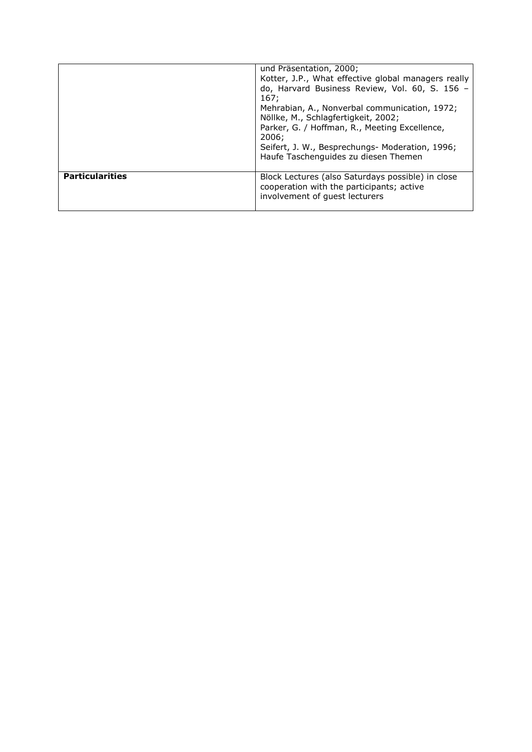| | |
|---|---|
| | und Präsentation, 2000;<br>Kotter, J.P., What effective global managers really do, Harvard Business Review, Vol. 60, S. 156 – 167;<br>Mehrabian, A., Nonverbal communication, 1972;<br>Nöllke, M., Schlagfertigkeit, 2002;<br>Parker, G. / Hoffman, R., Meeting Excellence, 2006;<br>Seifert, J. W., Besprechungs- Moderation, 1996;<br>Haufe Taschenguides zu diesen Themen |
| **Particularities** | Block Lectures (also Saturdays possible) in close cooperation with the participants; active involvement of guest lecturers |